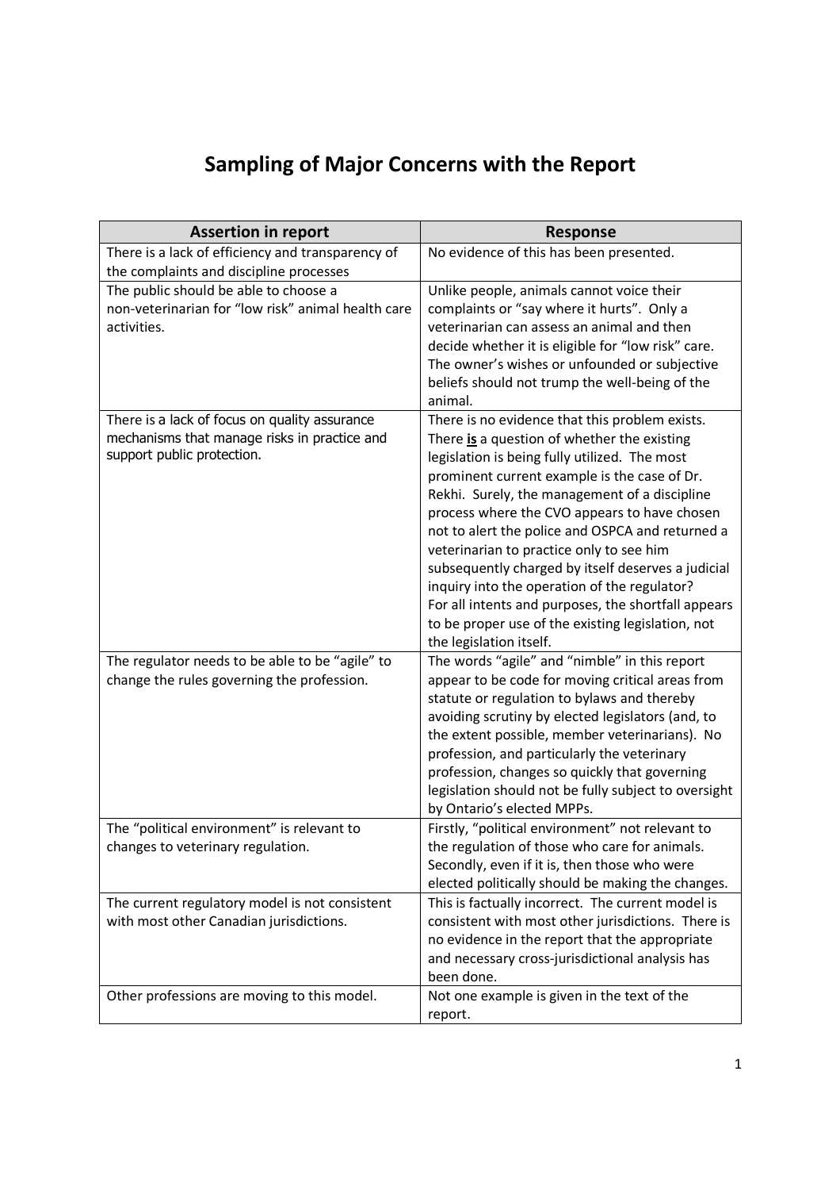# Sampling of Major Concerns with the Report

| Assertion in report | Response |
| --- | --- |
| There is a lack of efficiency and transparency of the complaints and discipline processes | No evidence of this has been presented. |
| The public should be able to choose a non-veterinarian for "low risk" animal health care activities. | Unlike people, animals cannot voice their complaints or "say where it hurts". Only a veterinarian can assess an animal and then decide whether it is eligible for "low risk" care. The owner's wishes or unfounded or subjective beliefs should not trump the well-being of the animal. |
| There is a lack of focus on quality assurance mechanisms that manage risks in practice and support public protection. | There is no evidence that this problem exists. There <u>**is**</u> a question of whether the existing legislation is being fully utilized. The most prominent current example is the case of Dr. Rekhi. Surely, the management of a discipline process where the CVO appears to have chosen not to alert the police and OSPCA and returned a veterinarian to practice only to see him subsequently charged by itself deserves a judicial inquiry into the operation of the regulator? For all intents and purposes, the shortfall appears to be proper use of the existing legislation, not the legislation itself. |
| The regulator needs to be able to be "agile" to change the rules governing the profession. | The words "agile" and "nimble" in this report appear to be code for moving critical areas from statute or regulation to bylaws and thereby avoiding scrutiny by elected legislators (and, to the extent possible, member veterinarians). No profession, and particularly the veterinary profession, changes so quickly that governing legislation should not be fully subject to oversight by Ontario's elected MPPs. |
| The "political environment" is relevant to changes to veterinary regulation. | Firstly, "political environment" not relevant to the regulation of those who care for animals. Secondly, even if it is, then those who were elected politically should be making the changes. |
| The current regulatory model is not consistent with most other Canadian jurisdictions. | This is factually incorrect. The current model is consistent with most other jurisdictions. There is no evidence in the report that the appropriate and necessary cross-jurisdictional analysis has been done. |
| Other professions are moving to this model. | Not one example is given in the text of the report. |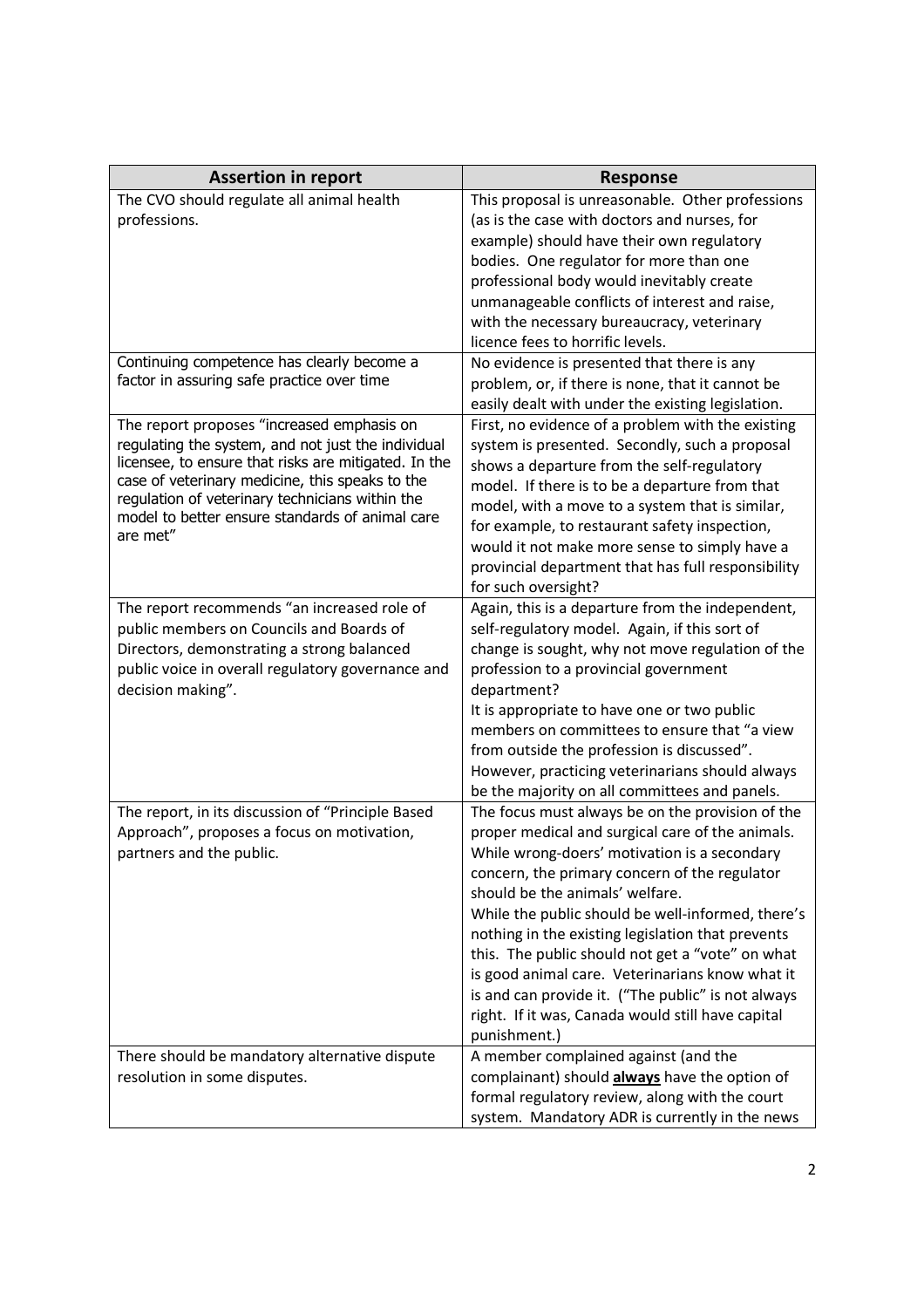| Assertion in report | Response |
|---|---|
| The CVO should regulate all animal health professions. | This proposal is unreasonable. Other professions (as is the case with doctors and nurses, for example) should have their own regulatory bodies. One regulator for more than one professional body would inevitably create unmanageable conflicts of interest and raise, with the necessary bureaucracy, veterinary licence fees to horrific levels. |
| Continuing competence has clearly become a factor in assuring safe practice over time | No evidence is presented that there is any problem, or, if there is none, that it cannot be easily dealt with under the existing legislation. |
| The report proposes "increased emphasis on regulating the system, and not just the individual licensee, to ensure that risks are mitigated. In the case of veterinary medicine, this speaks to the regulation of veterinary technicians within the model to better ensure standards of animal care are met" | First, no evidence of a problem with the existing system is presented. Secondly, such a proposal shows a departure from the self-regulatory model. If there is to be a departure from that model, with a move to a system that is similar, for example, to restaurant safety inspection, would it not make more sense to simply have a provincial department that has full responsibility for such oversight? |
| The report recommends "an increased role of public members on Councils and Boards of Directors, demonstrating a strong balanced public voice in overall regulatory governance and decision making". | Again, this is a departure from the independent, self-regulatory model. Again, if this sort of change is sought, why not move regulation of the profession to a provincial government department?<br>It is appropriate to have one or two public members on committees to ensure that "a view from outside the profession is discussed". However, practicing veterinarians should always be the majority on all committees and panels. |
| The report, in its discussion of "Principle Based Approach", proposes a focus on motivation, partners and the public. | The focus must always be on the provision of the proper medical and surgical care of the animals. While wrong-doers' motivation is a secondary concern, the primary concern of the regulator should be the animals' welfare.<br>While the public should be well-informed, there's nothing in the existing legislation that prevents this. The public should not get a "vote" on what is good animal care. Veterinarians know what it is and can provide it. ("The public" is not always right. If it was, Canada would still have capital punishment.) |
| There should be mandatory alternative dispute resolution in some disputes. | A member complained against (and the complainant) should **<u>always</u>** have the option of formal regulatory review, along with the court system. Mandatory ADR is currently in the news |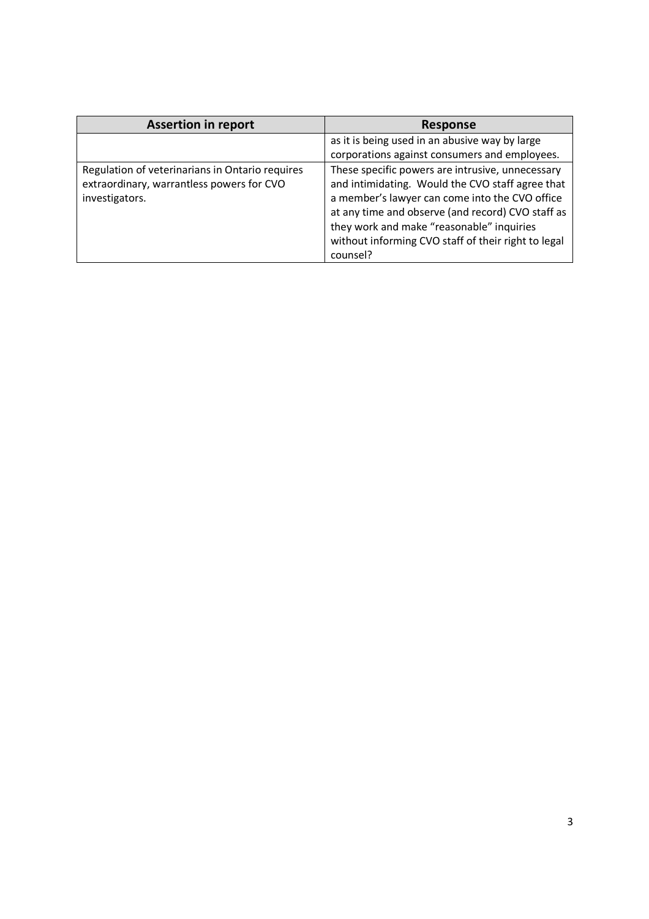| Assertion in report | Response |
|---|---|
| | as it is being used in an abusive way by large corporations against consumers and employees. |
| Regulation of veterinarians in Ontario requires extraordinary, warrantless powers for CVO investigators. | These specific powers are intrusive, unnecessary and intimidating. Would the CVO staff agree that a member's lawyer can come into the CVO office at any time and observe (and record) CVO staff as they work and make "reasonable" inquiries without informing CVO staff of their right to legal counsel? |